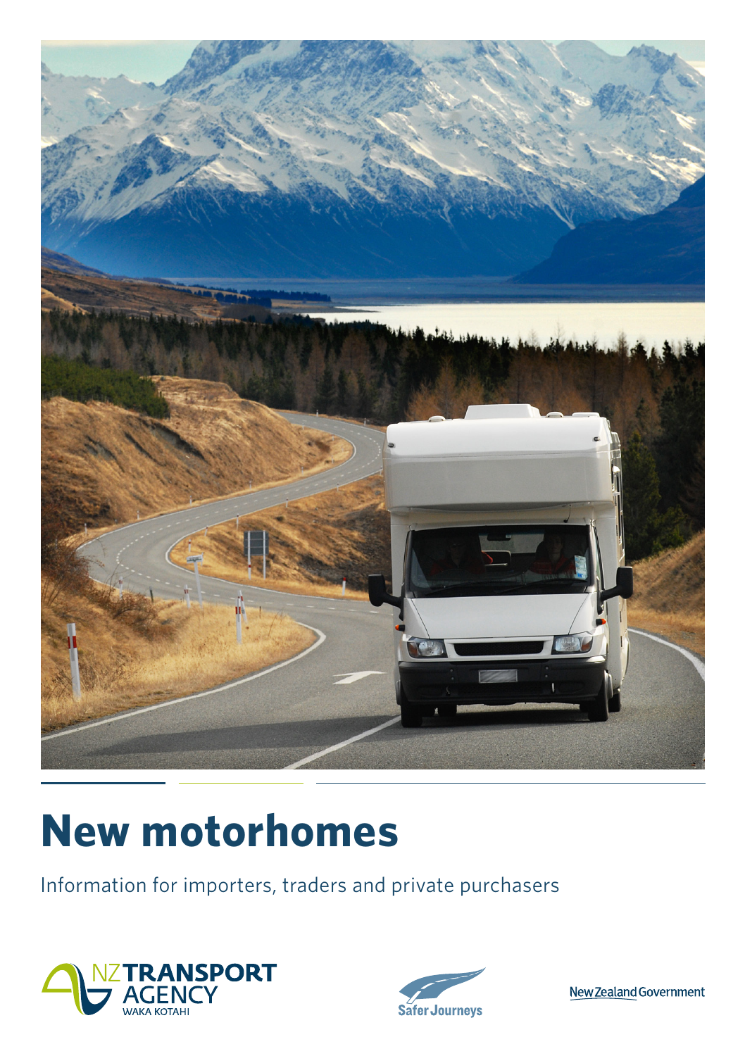# New motorhomes

Information for importers, traders and private purchasers

NZ TRANSPORT AGENCY
WAKA KOTAHI

Safer Journeys

New Zealand Government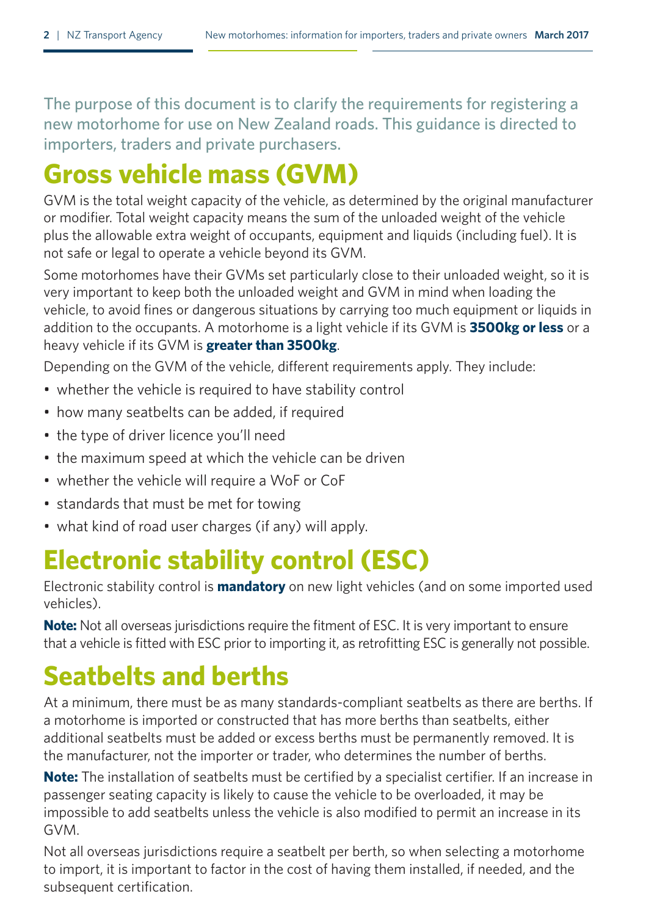The purpose of this document is to clarify the requirements for registering a new motorhome for use on New Zealand roads. This guidance is directed to importers, traders and private purchasers.

## Gross vehicle mass (GVM)

GVM is the total weight capacity of the vehicle, as determined by the original manufacturer or modifier. Total weight capacity means the sum of the unloaded weight of the vehicle plus the allowable extra weight of occupants, equipment and liquids (including fuel). It is not safe or legal to operate a vehicle beyond its GVM.

Some motorhomes have their GVMs set particularly close to their unloaded weight, so it is very important to keep both the unloaded weight and GVM in mind when loading the vehicle, to avoid fines or dangerous situations by carrying too much equipment or liquids in addition to the occupants. A motorhome is a light vehicle if its GVM is **3500kg or less** or a heavy vehicle if its GVM is **greater than 3500kg**.

Depending on the GVM of the vehicle, different requirements apply. They include:

- whether the vehicle is required to have stability control
- how many seatbelts can be added, if required
- the type of driver licence you'll need
- the maximum speed at which the vehicle can be driven
- whether the vehicle will require a WoF or CoF
- standards that must be met for towing
- what kind of road user charges (if any) will apply.

## Electronic stability control (ESC)

Electronic stability control is **mandatory** on new light vehicles (and on some imported used vehicles).

**Note:** Not all overseas jurisdictions require the fitment of ESC. It is very important to ensure that a vehicle is fitted with ESC prior to importing it, as retrofitting ESC is generally not possible.

## Seatbelts and berths

At a minimum, there must be as many standards-compliant seatbelts as there are berths. If a motorhome is imported or constructed that has more berths than seatbelts, either additional seatbelts must be added or excess berths must be permanently removed. It is the manufacturer, not the importer or trader, who determines the number of berths.

**Note:** The installation of seatbelts must be certified by a specialist certifier. If an increase in passenger seating capacity is likely to cause the vehicle to be overloaded, it may be impossible to add seatbelts unless the vehicle is also modified to permit an increase in its GVM.

Not all overseas jurisdictions require a seatbelt per berth, so when selecting a motorhome to import, it is important to factor in the cost of having them installed, if needed, and the subsequent certification.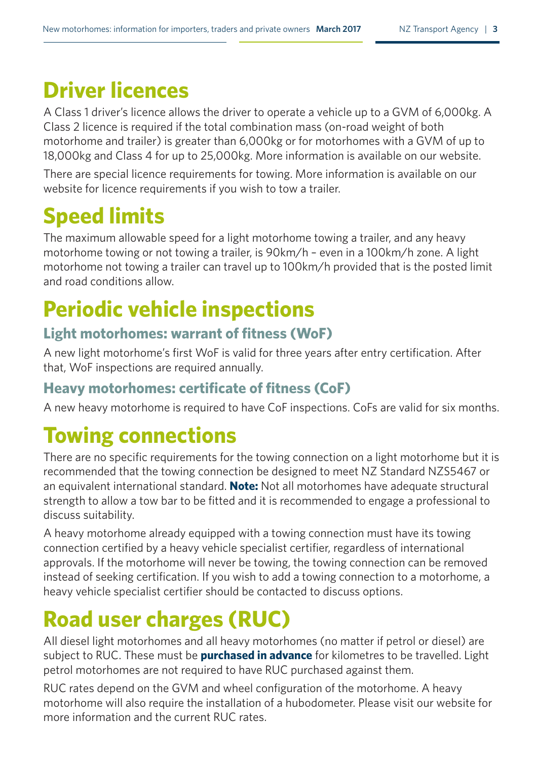# Driver licences

A Class 1 driver's licence allows the driver to operate a vehicle up to a GVM of 6,000kg. A Class 2 licence is required if the total combination mass (on-road weight of both motorhome and trailer) is greater than 6,000kg or for motorhomes with a GVM of up to 18,000kg and Class 4 for up to 25,000kg. More information is available on our website.

There are special licence requirements for towing. More information is available on our website for licence requirements if you wish to tow a trailer.

# Speed limits

The maximum allowable speed for a light motorhome towing a trailer, and any heavy motorhome towing or not towing a trailer, is 90km/h – even in a 100km/h zone. A light motorhome not towing a trailer can travel up to 100km/h provided that is the posted limit and road conditions allow.

# Periodic vehicle inspections

## Light motorhomes: warrant of fitness (WoF)

A new light motorhome's first WoF is valid for three years after entry certification. After that, WoF inspections are required annually.

## Heavy motorhomes: certificate of fitness (CoF)

A new heavy motorhome is required to have CoF inspections. CoFs are valid for six months.

# Towing connections

There are no specific requirements for the towing connection on a light motorhome but it is recommended that the towing connection be designed to meet NZ Standard NZS5467 or an equivalent international standard. **Note:** Not all motorhomes have adequate structural strength to allow a tow bar to be fitted and it is recommended to engage a professional to discuss suitability.

A heavy motorhome already equipped with a towing connection must have its towing connection certified by a heavy vehicle specialist certifier, regardless of international approvals. If the motorhome will never be towing, the towing connection can be removed instead of seeking certification. If you wish to add a towing connection to a motorhome, a heavy vehicle specialist certifier should be contacted to discuss options.

# Road user charges (RUC)

All diesel light motorhomes and all heavy motorhomes (no matter if petrol or diesel) are subject to RUC. These must be **purchased in advance** for kilometres to be travelled. Light petrol motorhomes are not required to have RUC purchased against them.

RUC rates depend on the GVM and wheel configuration of the motorhome. A heavy motorhome will also require the installation of a hubodometer. Please visit our website for more information and the current RUC rates.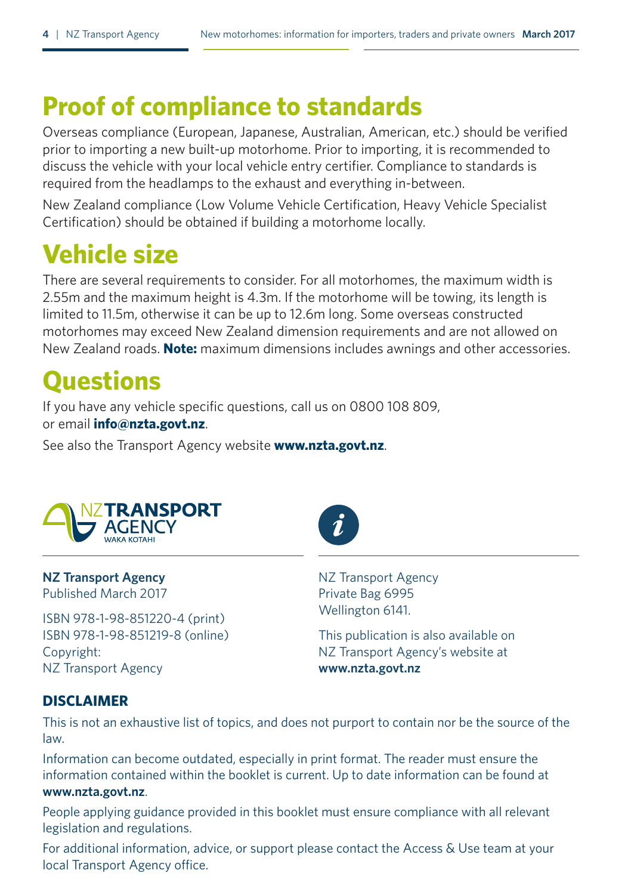# Proof of compliance to standards

Overseas compliance (European, Japanese, Australian, American, etc.) should be verified prior to importing a new built-up motorhome. Prior to importing, it is recommended to discuss the vehicle with your local vehicle entry certifier. Compliance to standards is required from the headlamps to the exhaust and everything in-between.

New Zealand compliance (Low Volume Vehicle Certification, Heavy Vehicle Specialist Certification) should be obtained if building a motorhome locally.

# Vehicle size

There are several requirements to consider. For all motorhomes, the maximum width is 2.55m and the maximum height is 4.3m. If the motorhome will be towing, its length is limited to 11.5m, otherwise it can be up to 12.6m long. Some overseas constructed motorhomes may exceed New Zealand dimension requirements and are not allowed on New Zealand roads. **Note:** maximum dimensions includes awnings and other accessories.

# Questions

If you have any vehicle specific questions, call us on 0800 108 809, or email **info@nzta.govt.nz**.

See also the Transport Agency website **www.nzta.govt.nz**.

NZ TRANSPORT AGENCY
WAKA KOTAHI

**NZ Transport Agency**
Published March 2017

ISBN 978-1-98-851220-4 (print)
ISBN 978-1-98-851219-8 (online)
Copyright:
NZ Transport Agency

NZ Transport Agency
Private Bag 6995
Wellington 6141.

This publication is also available on NZ Transport Agency's website at **www.nzta.govt.nz**

## DISCLAIMER

This is not an exhaustive list of topics, and does not purport to contain nor be the source of the law.

Information can become outdated, especially in print format. The reader must ensure the information contained within the booklet is current. Up to date information can be found at **www.nzta.govt.nz**.

People applying guidance provided in this booklet must ensure compliance with all relevant legislation and regulations.

For additional information, advice, or support please contact the Access & Use team at your local Transport Agency office.